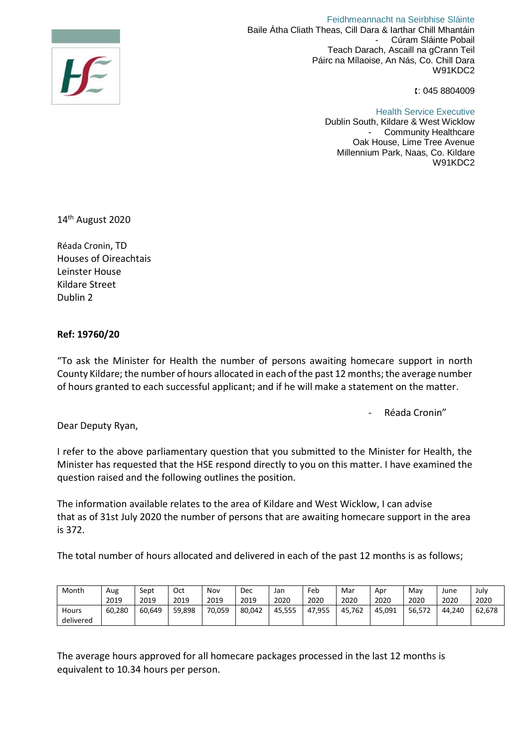Feidhmeannacht na Seirbhíse Sláinte
Baile Átha Cliath Theas, Cill Dara & Iarthar Chill Mhantáin
\- Cúram Sláinte Pobail
Teach Darach, Ascaill na gCrann Teil
Páirc na Mílaoise, An Nás, Co. Chill Dara
W91KDC2

: 045 8804009

Health Service Executive
Dublin South, Kildare & West Wicklow
\- Community Healthcare
Oak House, Lime Tree Avenue
Millennium Park, Naas, Co. Kildare
W91KDC2

14th August 2020

Réada Cronin, TD
Houses of Oireachtais
Leinster House
Kildare Street
Dublin 2

**Ref: 19760/20**

"To ask the Minister for Health the number of persons awaiting homecare support in north County Kildare; the number of hours allocated in each of the past 12 months; the average number of hours granted to each successful applicant; and if he will make a statement on the matter.

\- Réada Cronin"

Dear Deputy Ryan,

I refer to the above parliamentary question that you submitted to the Minister for Health, the Minister has requested that the HSE respond directly to you on this matter. I have examined the question raised and the following outlines the position.

The information available relates to the area of Kildare and West Wicklow, I can advise that as of 31st July 2020 the number of persons that are awaiting homecare support in the area is 372.

The total number of hours allocated and delivered in each of the past 12 months is as follows;

| Month | Aug 2019 | Sept 2019 | Oct 2019 | Nov 2019 | Dec 2019 | Jan 2020 | Feb 2020 | Mar 2020 | Apr 2020 | May 2020 | June 2020 | July 2020 |
|---|---|---|---|---|---|---|---|---|---|---|---|---|
| Hours delivered | 60,280 | 60,649 | 59,898 | 70,059 | 80,042 | 45,555 | 47,955 | 45,762 | 45,091 | 56,572 | 44,240 | 62,678 |

The average hours approved for all homecare packages processed in the last 12 months is equivalent to 10.34 hours per person.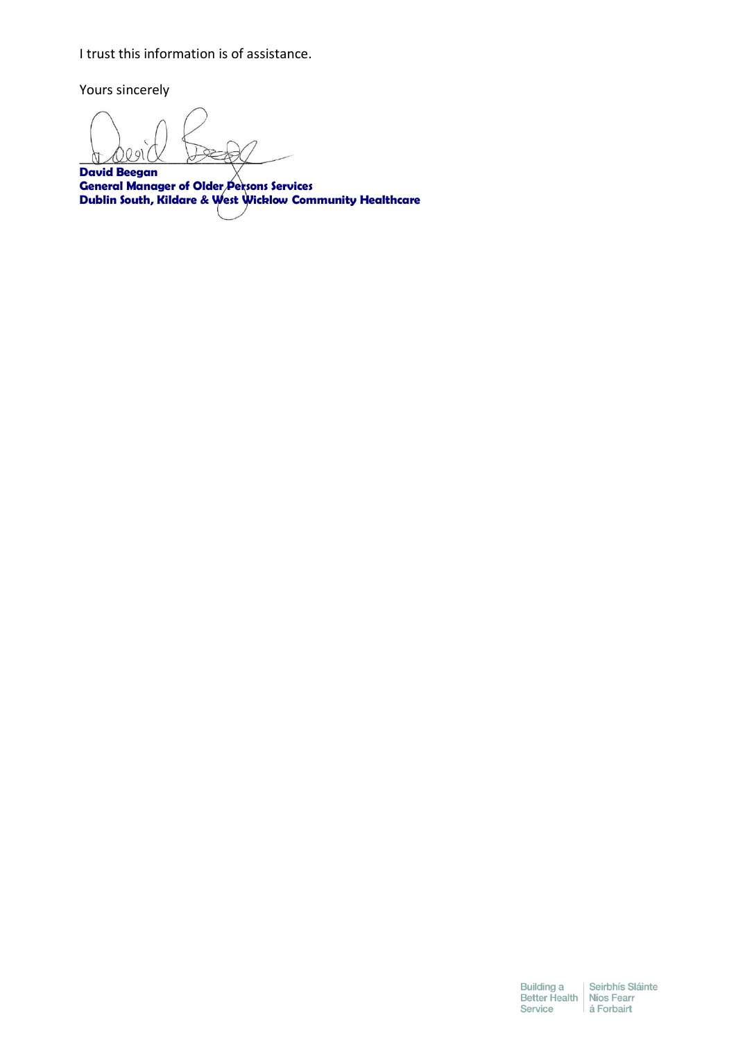I trust this information is of assistance.

Yours sincerely

**David Beegan**
**General Manager of Older Persons Services**
**Dublin South, Kildare & West Wicklow Community Healthcare**